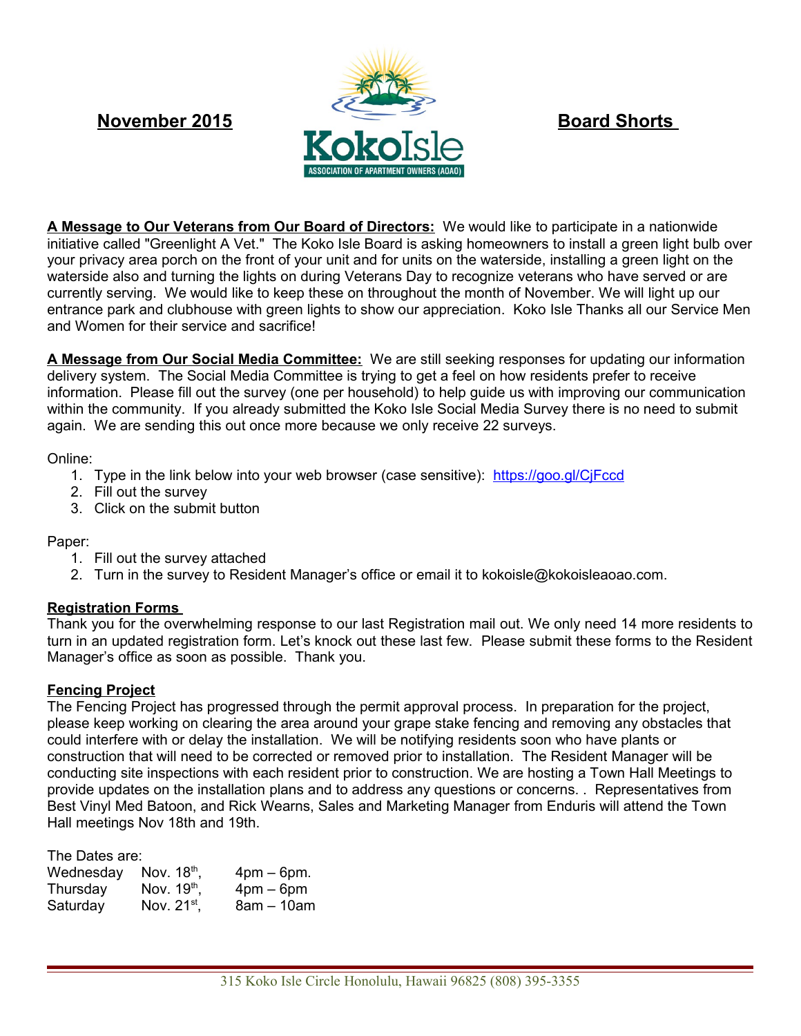**November 2015**

**KokoIsle**
ASSOCIATION OF APARTMENT OWNERS (AOAO)

**Board Shorts**

**A Message to Our Veterans from Our Board of Directors:** We would like to participate in a nationwide initiative called "Greenlight A Vet." The Koko Isle Board is asking homeowners to install a green light bulb over your privacy area porch on the front of your unit and for units on the waterside, installing a green light on the waterside also and turning the lights on during Veterans Day to recognize veterans who have served or are currently serving. We would like to keep these on throughout the month of November. We will light up our entrance park and clubhouse with green lights to show our appreciation. Koko Isle Thanks all our Service Men and Women for their service and sacrifice!

**A Message from Our Social Media Committee:** We are still seeking responses for updating our information delivery system. The Social Media Committee is trying to get a feel on how residents prefer to receive information. Please fill out the survey (one per household) to help guide us with improving our communication within the community. If you already submitted the Koko Isle Social Media Survey there is no need to submit again. We are sending this out once more because we only receive 22 surveys.

Online:

1. Type in the link below into your web browser (case sensitive): https://goo.gl/CjFccd
2. Fill out the survey
3. Click on the submit button

Paper:

1. Fill out the survey attached
2. Turn in the survey to Resident Manager's office or email it to kokoisle@kokoisleaoao.com.

**Registration Forms**

Thank you for the overwhelming response to our last Registration mail out. We only need 14 more residents to turn in an updated registration form. Let's knock out these last few. Please submit these forms to the Resident Manager's office as soon as possible. Thank you.

**Fencing Project**

The Fencing Project has progressed through the permit approval process. In preparation for the project, please keep working on clearing the area around your grape stake fencing and removing any obstacles that could interfere with or delay the installation. We will be notifying residents soon who have plants or construction that will need to be corrected or removed prior to installation. The Resident Manager will be conducting site inspections with each resident prior to construction. We are hosting a Town Hall Meetings to provide updates on the installation plans and to address any questions or concerns. . Representatives from Best Vinyl Med Batoon, and Rick Wearns, Sales and Marketing Manager from Enduris will attend the Town Hall meetings Nov 18th and 19th.

The Dates are:

| | | |
|---|---|---|
| Wednesday | Nov. 18th, | 4pm – 6pm. |
| Thursday | Nov. 19th, | 4pm – 6pm |
| Saturday | Nov. 21st, | 8am – 10am |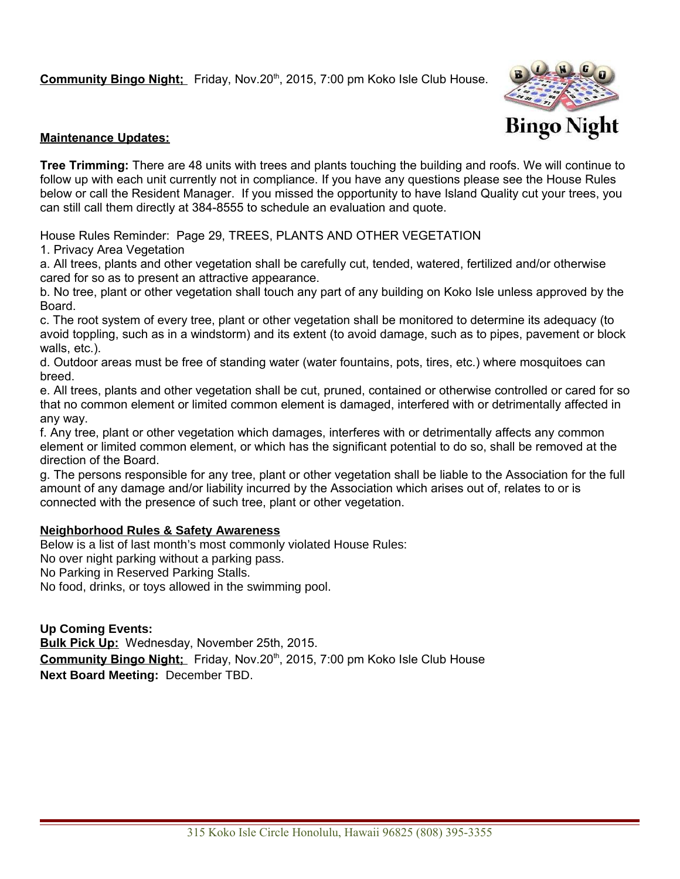**Community Bingo Night;** Friday, Nov.20th, 2015, 7:00 pm Koko Isle Club House.

**Maintenance Updates:**

**Tree Trimming:** There are 48 units with trees and plants touching the building and roofs. We will continue to follow up with each unit currently not in compliance. If you have any questions please see the House Rules below or call the Resident Manager. If you missed the opportunity to have Island Quality cut your trees, you can still call them directly at 384-8555 to schedule an evaluation and quote.

House Rules Reminder: Page 29, TREES, PLANTS AND OTHER VEGETATION

1. Privacy Area Vegetation

a. All trees, plants and other vegetation shall be carefully cut, tended, watered, fertilized and/or otherwise cared for so as to present an attractive appearance.

b. No tree, plant or other vegetation shall touch any part of any building on Koko Isle unless approved by the Board.

c. The root system of every tree, plant or other vegetation shall be monitored to determine its adequacy (to avoid toppling, such as in a windstorm) and its extent (to avoid damage, such as to pipes, pavement or block walls, etc.).

d. Outdoor areas must be free of standing water (water fountains, pots, tires, etc.) where mosquitoes can breed.

e. All trees, plants and other vegetation shall be cut, pruned, contained or otherwise controlled or cared for so that no common element or limited common element is damaged, interfered with or detrimentally affected in any way.

f. Any tree, plant or other vegetation which damages, interferes with or detrimentally affects any common element or limited common element, or which has the significant potential to do so, shall be removed at the direction of the Board.

g. The persons responsible for any tree, plant or other vegetation shall be liable to the Association for the full amount of any damage and/or liability incurred by the Association which arises out of, relates to or is connected with the presence of such tree, plant or other vegetation.

**Neighborhood Rules & Safety Awareness**

Below is a list of last month's most commonly violated House Rules:

No over night parking without a parking pass.

No Parking in Reserved Parking Stalls.

No food, drinks, or toys allowed in the swimming pool.

**Up Coming Events:**

**Bulk Pick Up:** Wednesday, November 25th, 2015.

**Community Bingo Night;** Friday, Nov.20th, 2015, 7:00 pm Koko Isle Club House

**Next Board Meeting:** December TBD.

315 Koko Isle Circle Honolulu, Hawaii 96825 (808) 395-3355